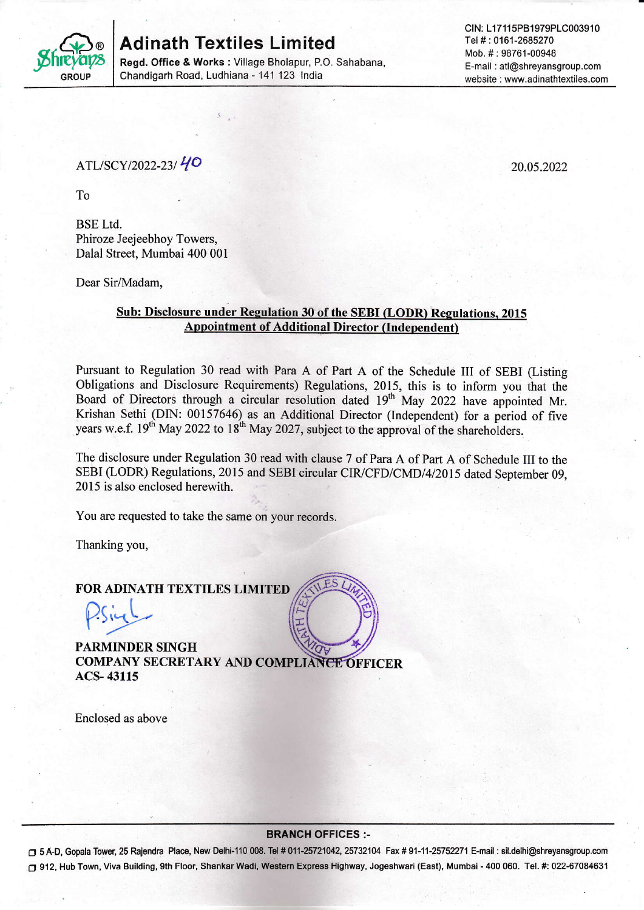# Adinath Textiles Limited

**Regd. Office & Works :** Village Bholapur, P.O. Sahabana, Chandigarh Road, Ludhiana - 141 123 India

CIN: L17115PB1979PLC003910
Tel # : 0161-2685270
Mob. # : 98761-00948
E-mail : atl@shreyansgroup.com
website : www.adinathtextiles.com

ATL/SCY/2022-23/ 40

20.05.2022

To

BSE Ltd.
Phiroze Jeejeebhoy Towers,
Dalal Street, Mumbai 400 001

Dear Sir/Madam,

**Sub: Disclosure under Regulation 30 of the SEBI (LODR) Regulations, 2015**
**Appointment of Additional Director (Independent)**

Pursuant to Regulation 30 read with Para A of Part A of the Schedule III of SEBI (Listing Obligations and Disclosure Requirements) Regulations, 2015, this is to inform you that the Board of Directors through a circular resolution dated 19th May 2022 have appointed Mr. Krishan Sethi (DIN: 00157646) as an Additional Director (Independent) for a period of five years w.e.f. 19th May 2022 to 18th May 2027, subject to the approval of the shareholders.

The disclosure under Regulation 30 read with clause 7 of Para A of Part A of Schedule III to the SEBI (LODR) Regulations, 2015 and SEBI circular CIR/CFD/CMD/4/2015 dated September 09, 2015 is also enclosed herewith.

You are requested to take the same on your records.

Thanking you,

**FOR ADINATH TEXTILES LIMITED**

**PARMINDER SINGH**
**COMPANY SECRETARY AND COMPLIANCE OFFICER**
**ACS- 43115**

Enclosed as above

**BRANCH OFFICES :-**

5 A-D, Gopala Tower, 25 Rajendra Place, New Delhi-110 008. Tel # 011-25721042, 25732104 Fax # 91-11-25752271 E-mail : sil.delhi@shreyansgroup.com

912, Hub Town, Viva Building, 9th Floor, Shankar Wadi, Western Express Highway, Jogeshwari (East), Mumbai - 400 060. Tel. #: 022-67084631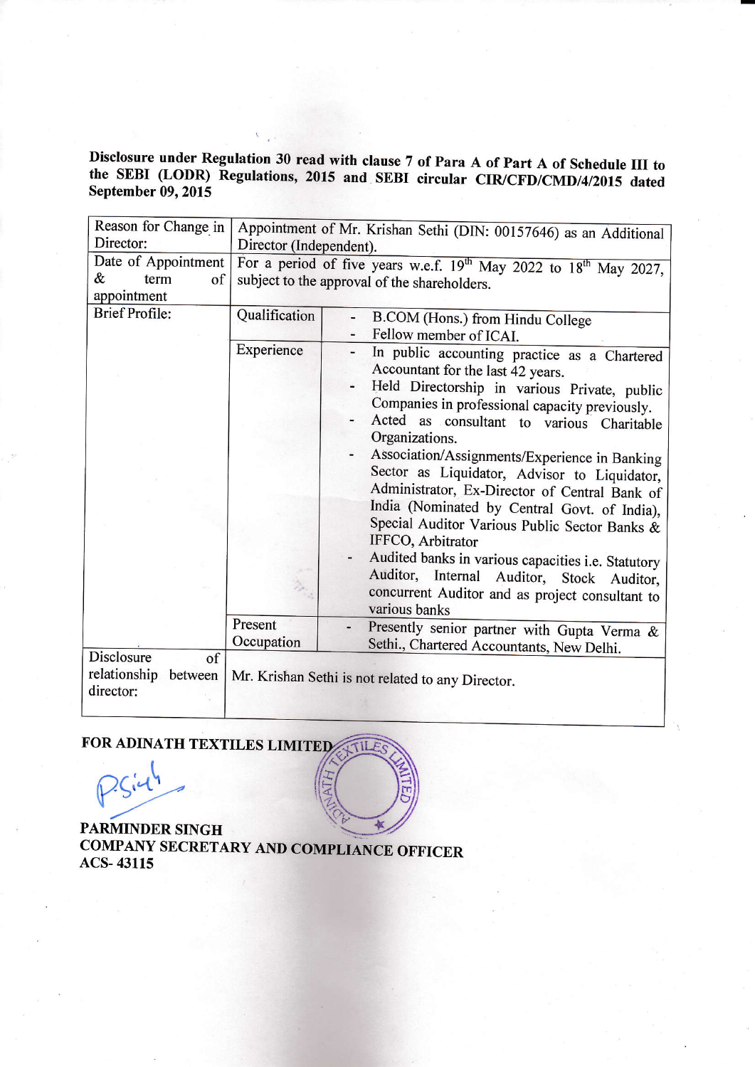**Disclosure under Regulation 30 read with clause 7 of Para A of Part A of Schedule III to the SEBI (LODR) Regulations, 2015 and SEBI circular CIR/CFD/CMD/4/2015 dated September 09, 2015**

| | | |
|---|---|---|
| Reason for Change in Director: | Appointment of Mr. Krishan Sethi (DIN: 00157646) as an Additional Director (Independent). | |
| Date of Appointment & term of appointment | For a period of five years w.e.f. 19th May 2022 to 18th May 2027, subject to the approval of the shareholders. | |
| Brief Profile: | Qualification | - B.COM (Hons.) from Hindu College<br>- Fellow member of ICAI. |
| | Experience | - In public accounting practice as a Chartered Accountant for the last 42 years.<br>- Held Directorship in various Private, public Companies in professional capacity previously.<br>- Acted as consultant to various Charitable Organizations.<br>- Association/Assignments/Experience in Banking Sector as Liquidator, Advisor to Liquidator, Administrator, Ex-Director of Central Bank of India (Nominated by Central Govt. of India), Special Auditor Various Public Sector Banks & IFFCO, Arbitrator<br>- Audited banks in various capacities i.e. Statutory Auditor, Internal Auditor, Stock Auditor, concurrent Auditor and as project consultant to various banks |
| | Present Occupation | - Presently senior partner with Gupta Verma & Sethi., Chartered Accountants, New Delhi. |
| Disclosure of relationship between director: | Mr. Krishan Sethi is not related to any Director. | |

**FOR ADINATH TEXTILES LIMITED**

**PARMINDER SINGH**
**COMPANY SECRETARY AND COMPLIANCE OFFICER**
**ACS- 43115**